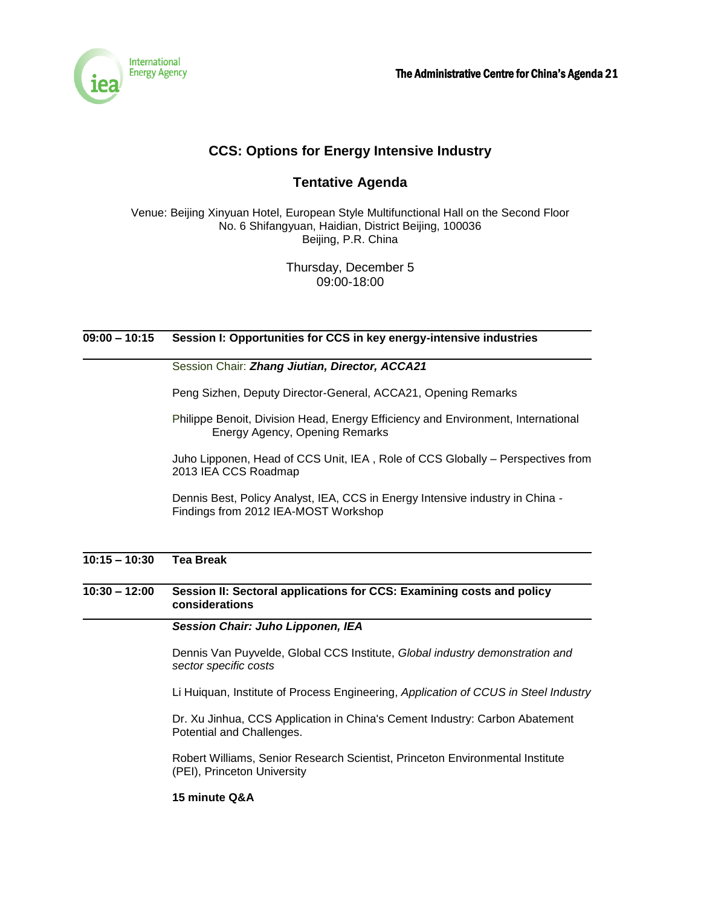International Energy Agency

The Administrative Centre for China's Agenda 21

# CCS: Options for Energy Intensive Industry

## Tentative Agenda

Venue: Beijing Xinyuan Hotel, European Style Multifunctional Hall on the Second Floor
No. 6 Shifangyuan, Haidian, District Beijing, 100036
Beijing, P.R. China

Thursday, December 5
09:00-18:00

---

**09:00 – 10:15** **Session I: Opportunities for CCS in key energy-intensive industries**

Session Chair: ***Zhang Jiutian, Director, ACCA21***

Peng Sizhen, Deputy Director-General, ACCA21, Opening Remarks

Philippe Benoit, Division Head, Energy Efficiency and Environment, International Energy Agency, Opening Remarks

Juho Lipponen, Head of CCS Unit, IEA , Role of CCS Globally – Perspectives from 2013 IEA CCS Roadmap

Dennis Best, Policy Analyst, IEA, CCS in Energy Intensive industry in China - Findings from 2012 IEA-MOST Workshop

---

**10:15 – 10:30** **Tea Break**

---

**10:30 – 12:00** **Session II: Sectoral applications for CCS: Examining costs and policy considerations**

***Session Chair: Juho Lipponen, IEA***

Dennis Van Puyvelde, Global CCS Institute, *Global industry demonstration and sector specific costs*

Li Huiquan, Institute of Process Engineering, *Application of CCUS in Steel Industry*

Dr. Xu Jinhua, CCS Application in China's Cement Industry: Carbon Abatement Potential and Challenges.

Robert Williams, Senior Research Scientist, Princeton Environmental Institute (PEI), Princeton University

**15 minute Q&A**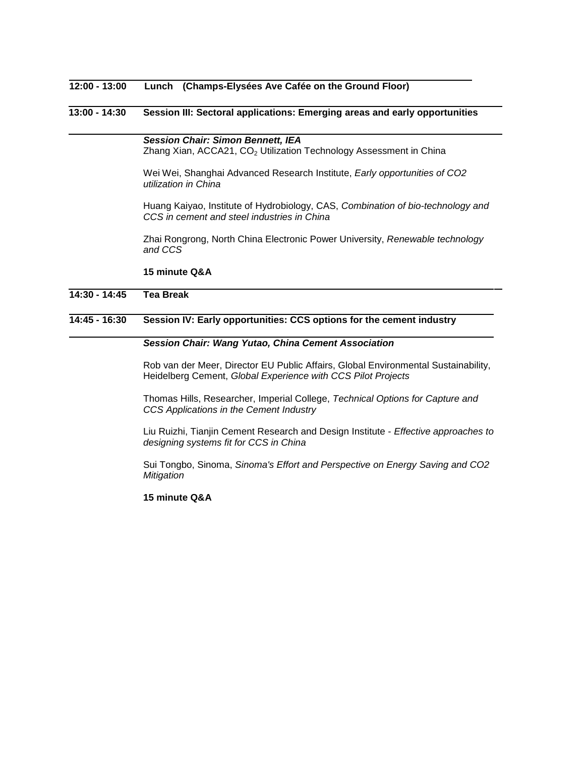**12:00 - 13:00 Lunch (Champs-Elysées Ave Cafée on the Ground Floor)**

**13:00 - 14:30 Session III: Sectoral applications: Emerging areas and early opportunities**

***Session Chair: Simon Bennett, IEA***

Zhang Xian, ACCA21, $CO_2$ Utilization Technology Assessment in China

Wei Wei, Shanghai Advanced Research Institute, *Early opportunities of CO2 utilization in China*

Huang Kaiyao, Institute of Hydrobiology, CAS, *Combination of bio-technology and CCS in cement and steel industries in China*

Zhai Rongrong, North China Electronic Power University, *Renewable technology and CCS*

**15 minute Q&A**

**14:30 - 14:45 Tea Break**

**14:45 - 16:30 Session IV: Early opportunities: CCS options for the cement industry**

***Session Chair: Wang Yutao, China Cement Association***

Rob van der Meer, Director EU Public Affairs, Global Environmental Sustainability, Heidelberg Cement, *Global Experience with CCS Pilot Projects*

Thomas Hills, Researcher, Imperial College, *Technical Options for Capture and CCS Applications in the Cement Industry*

Liu Ruizhi, Tianjin Cement Research and Design Institute - *Effective approaches to designing systems fit for CCS in China*

Sui Tongbo, Sinoma, *Sinoma's Effort and Perspective on Energy Saving and CO2 Mitigation*

**15 minute Q&A**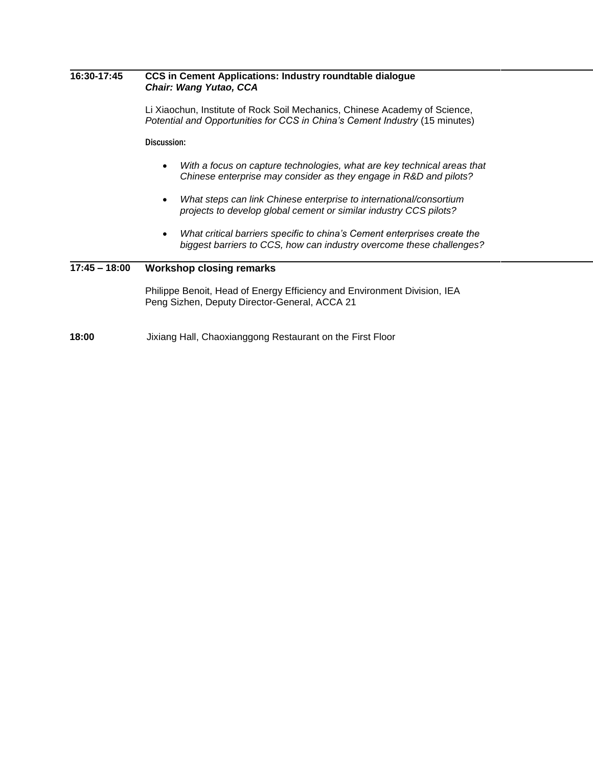**16:30-17:45** **CCS in Cement Applications: Industry roundtable dialogue**
***Chair: Wang Yutao, CCA***

Li Xiaochun, Institute of Rock Soil Mechanics, Chinese Academy of Science, *Potential and Opportunities for CCS in China's Cement Industry* (15 minutes)

**Discussion:**

- *With a focus on capture technologies, what are key technical areas that Chinese enterprise may consider as they engage in R&D and pilots?*
- *What steps can link Chinese enterprise to international/consortium projects to develop global cement or similar industry CCS pilots?*
- *What critical barriers specific to china's Cement enterprises create the biggest barriers to CCS, how can industry overcome these challenges?*

**17:45 – 18:00** **Workshop closing remarks**

Philippe Benoit, Head of Energy Efficiency and Environment Division, IEA
Peng Sizhen, Deputy Director-General, ACCA 21

**18:00** Jixiang Hall, Chaoxianggong Restaurant on the First Floor